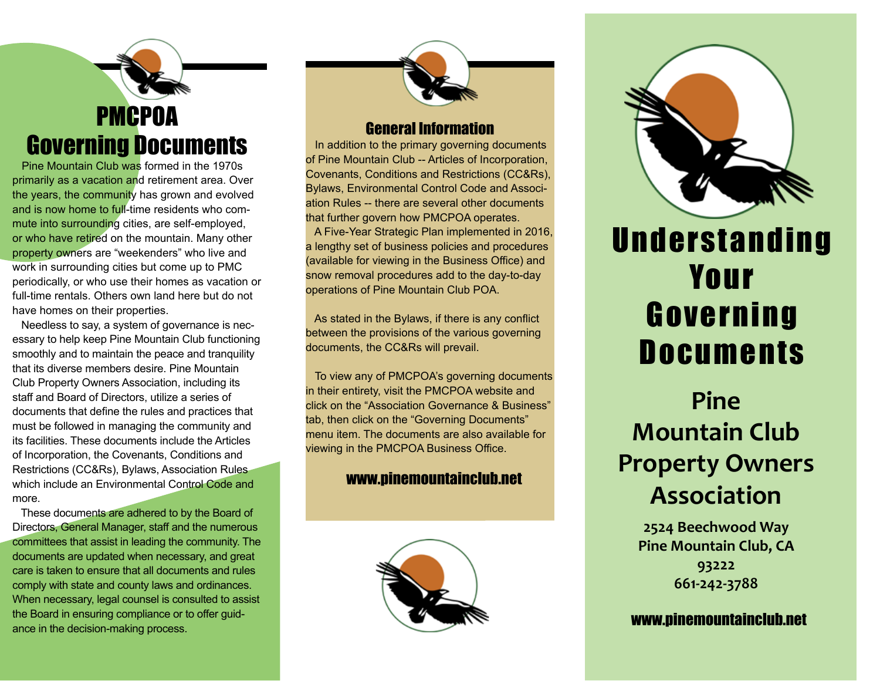# PMCPOA Governing Documents

Pine Mountain Club was formed in the 1970s primarily as a vacation and retirement area. Over the years, the community has grown and evolved and is now home to full-time residents who commute into surrounding cities, are self-employed, or who have retired on the mountain. Many other property owners are "weekenders" who live and work in surrounding cities but come up to PMC periodically, or who use their homes as vacation or full-time rentals. Others own land here but do not have homes on their properties.

Needless to say, a system of governance is necessary to help keep Pine Mountain Club functioning smoothly and to maintain the peace and tranquility that its diverse members desire. Pine Mountain Club Property Owners Association, including its staff and Board of Directors, utilize a series of documents that define the rules and practices that must be followed in managing the community and its facilities. These documents include the Articles of Incorporation, the Covenants, Conditions and Restrictions (CC&Rs), Bylaws, Association Rules which include an Environmental Control Code and more.

These documents are adhered to by the Board of Directors, General Manager, staff and the numerous committees that assist in leading the community. The documents are updated when necessary, and great care is taken to ensure that all documents and rules comply with state and county laws and ordinances. When necessary, legal counsel is consulted to assist the Board in ensuring compliance or to offer guidance in the decision-making process.

## General Information

In addition to the primary governing documents of Pine Mountain Club -- Articles of Incorporation, Covenants, Conditions and Restrictions (CC&Rs), Bylaws, Environmental Control Code and Association Rules -- there are several other documents that further govern how PMCPOA operates.

A Five-Year Strategic Plan implemented in 2016, a lengthy set of business policies and procedures (available for viewing in the Business Office) and snow removal procedures add to the day-to-day operations of Pine Mountain Club POA.

As stated in the Bylaws, if there is any conflict between the provisions of the various governing documents, the CC&Rs will prevail.

To view any of PMCPOA's governing documents in their entirety, visit the PMCPOA website and click on the "Association Governance & Business" tab, then click on the "Governing Documents" menu item. The documents are also available for viewing in the PMCPOA Business Office.

**www.pinemountainclub.net**

# Understanding Your Governing Documents

## Pine Mountain Club Property Owners Association

**2524 Beechwood Way**
**Pine Mountain Club, CA 93222**
**661-242-3788**

**www.pinemountainclub.net**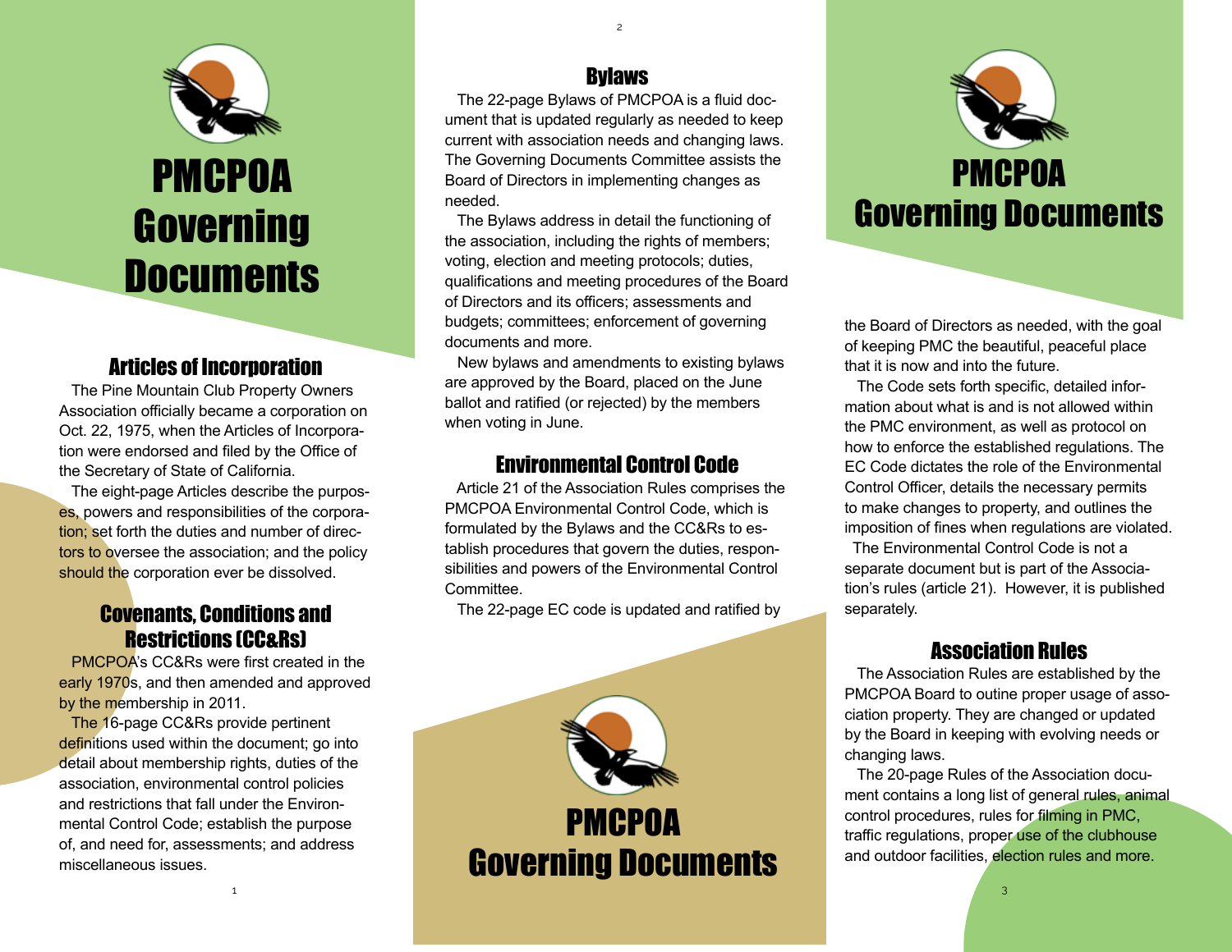# PMCPOA Governing Documents

## Articles of Incorporation

The Pine Mountain Club Property Owners Association officially became a corporation on Oct. 22, 1975, when the Articles of Incorporation were endorsed and filed by the Office of the Secretary of State of California.

The eight-page Articles describe the purposes, powers and responsibilities of the corporation; set forth the duties and number of directors to oversee the association; and the policy should the corporation ever be dissolved.

## Covenants, Conditions and Restrictions (CC&Rs)

PMCPOA's CC&Rs were first created in the early 1970s, and then amended and approved by the membership in 2011.

The 16-page CC&Rs provide pertinent definitions used within the document; go into detail about membership rights, duties of the association, environmental control policies and restrictions that fall under the Environmental Control Code; establish the purpose of, and need for, assessments; and address miscellaneous issues.

## Bylaws

The 22-page Bylaws of PMCPOA is a fluid document that is updated regularly as needed to keep current with association needs and changing laws. The Governing Documents Committee assists the Board of Directors in implementing changes as needed.

The Bylaws address in detail the functioning of the association, including the rights of members; voting, election and meeting protocols; duties, qualifications and meeting procedures of the Board of Directors and its officers; assessments and budgets; committees; enforcement of governing documents and more.

New bylaws and amendments to existing bylaws are approved by the Board, placed on the June ballot and ratified (or rejected) by the members when voting in June.

## Environmental Control Code

Article 21 of the Association Rules comprises the PMCPOA Environmental Control Code, which is formulated by the Bylaws and the CC&Rs to establish procedures that govern the duties, responsibilities and powers of the Environmental Control Committee.

The 22-page EC code is updated and ratified by the Board of Directors as needed, with the goal of keeping PMC the beautiful, peaceful place that it is now and into the future.

The Code sets forth specific, detailed information about what is and is not allowed within the PMC environment, as well as protocol on how to enforce the established regulations. The EC Code dictates the role of the Environmental Control Officer, details the necessary permits to make changes to property, and outlines the imposition of fines when regulations are violated.

The Environmental Control Code is not a separate document but is part of the Association's rules (article 21). However, it is published separately.

## Association Rules

The Association Rules are established by the PMCPOA Board to outine proper usage of association property. They are changed or updated by the Board in keeping with evolving needs or changing laws.

The 20-page Rules of the Association document contains a long list of general rules, animal control procedures, rules for filming in PMC, traffic regulations, proper use of the clubhouse and outdoor facilities, election rules and more.

# PMCPOA Governing Documents

# PMCPOA Governing Documents